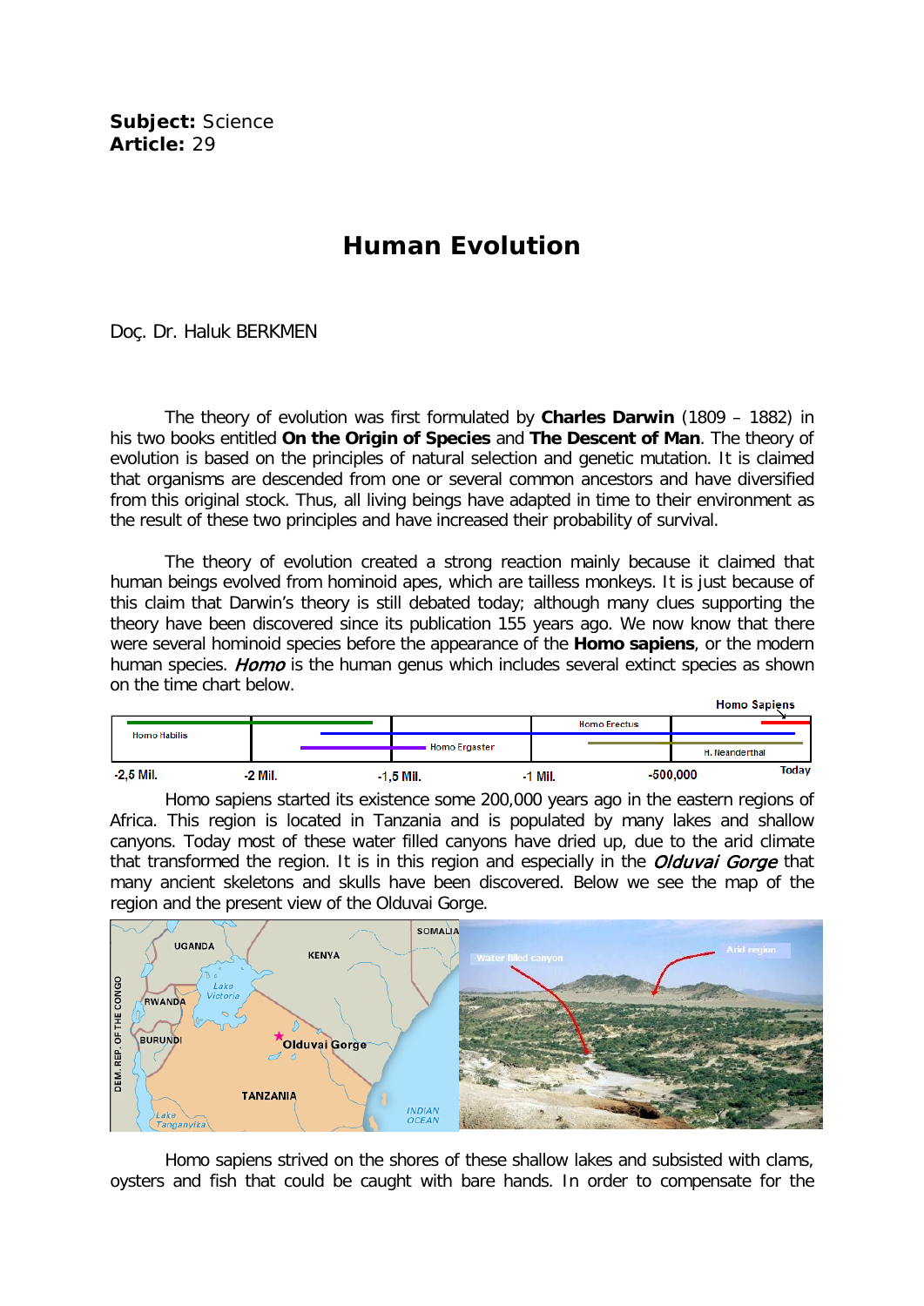**Subject:** Science
**Article:** 29

# Human Evolution

Doç. Dr. Haluk BERKMEN

The theory of evolution was first formulated by **Charles Darwin** (1809 – 1882) in his two books entitled **On the Origin of Species** and **The Descent of Man**. The theory of evolution is based on the principles of natural selection and genetic mutation. It is claimed that organisms are descended from one or several common ancestors and have diversified from this original stock. Thus, all living beings have adapted in time to their environment as the result of these two principles and have increased their probability of survival.

The theory of evolution created a strong reaction mainly because it claimed that human beings evolved from hominoid apes, which are tailless monkeys. It is just because of this claim that Darwin's theory is still debated today; although many clues supporting the theory have been discovered since its publication 155 years ago. We now know that there were several hominoid species before the appearance of the **Homo sapiens**, or the modern human species. ***Homo*** is the human genus which includes several extinct species as shown on the time chart below.

Homo Sapiens

Homo Habilis | Homo Ergaster | Homo Erectus | H. Neanderthal

-2,5 Mil. | -2 Mil. | -1,5 Mil. | -1 Mil. | -500,000 | Today

Homo sapiens started its existence some 200,000 years ago in the eastern regions of Africa. This region is located in Tanzania and is populated by many lakes and shallow canyons. Today most of these water filled canyons have dried up, due to the arid climate that transformed the region. It is in this region and especially in the ***Olduvai Gorge*** that many ancient skeletons and skulls have been discovered. Below we see the map of the region and the present view of the Olduvai Gorge.

Homo sapiens strived on the shores of these shallow lakes and subsisted with clams, oysters and fish that could be caught with bare hands. In order to compensate for the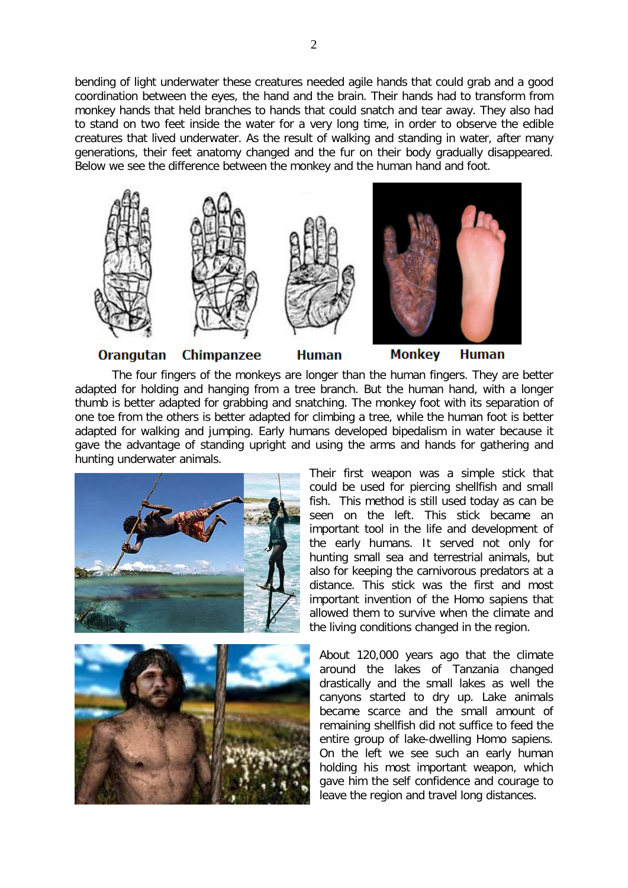bending of light underwater these creatures needed agile hands that could grab and a good coordination between the eyes, the hand and the brain. Their hands had to transform from monkey hands that held branches to hands that could snatch and tear away. They also had to stand on two feet inside the water for a very long time, in order to observe the edible creatures that lived underwater. As the result of walking and standing in water, after many generations, their feet anatomy changed and the fur on their body gradually disappeared. Below we see the difference between the monkey and the human hand and foot.

**Orangutan** **Chimpanzee** **Human** **Monkey** **Human**

The four fingers of the monkeys are longer than the human fingers. They are better adapted for holding and hanging from a tree branch. But the human hand, with a longer thumb is better adapted for grabbing and snatching. The monkey foot with its separation of one toe from the others is better adapted for climbing a tree, while the human foot is better adapted for walking and jumping. Early humans developed bipedalism in water because it gave the advantage of standing upright and using the arms and hands for gathering and hunting underwater animals.

Their first weapon was a simple stick that could be used for piercing shellfish and small fish. This method is still used today as can be seen on the left. This stick became an important tool in the life and development of the early humans. It served not only for hunting small sea and terrestrial animals, but also for keeping the carnivorous predators at a distance. This stick was the first and most important invention of the Homo sapiens that allowed them to survive when the climate and the living conditions changed in the region.

About 120,000 years ago that the climate around the lakes of Tanzania changed drastically and the small lakes as well the canyons started to dry up. Lake animals became scarce and the small amount of remaining shellfish did not suffice to feed the entire group of lake-dwelling Homo sapiens. On the left we see such an early human holding his most important weapon, which gave him the self confidence and courage to leave the region and travel long distances.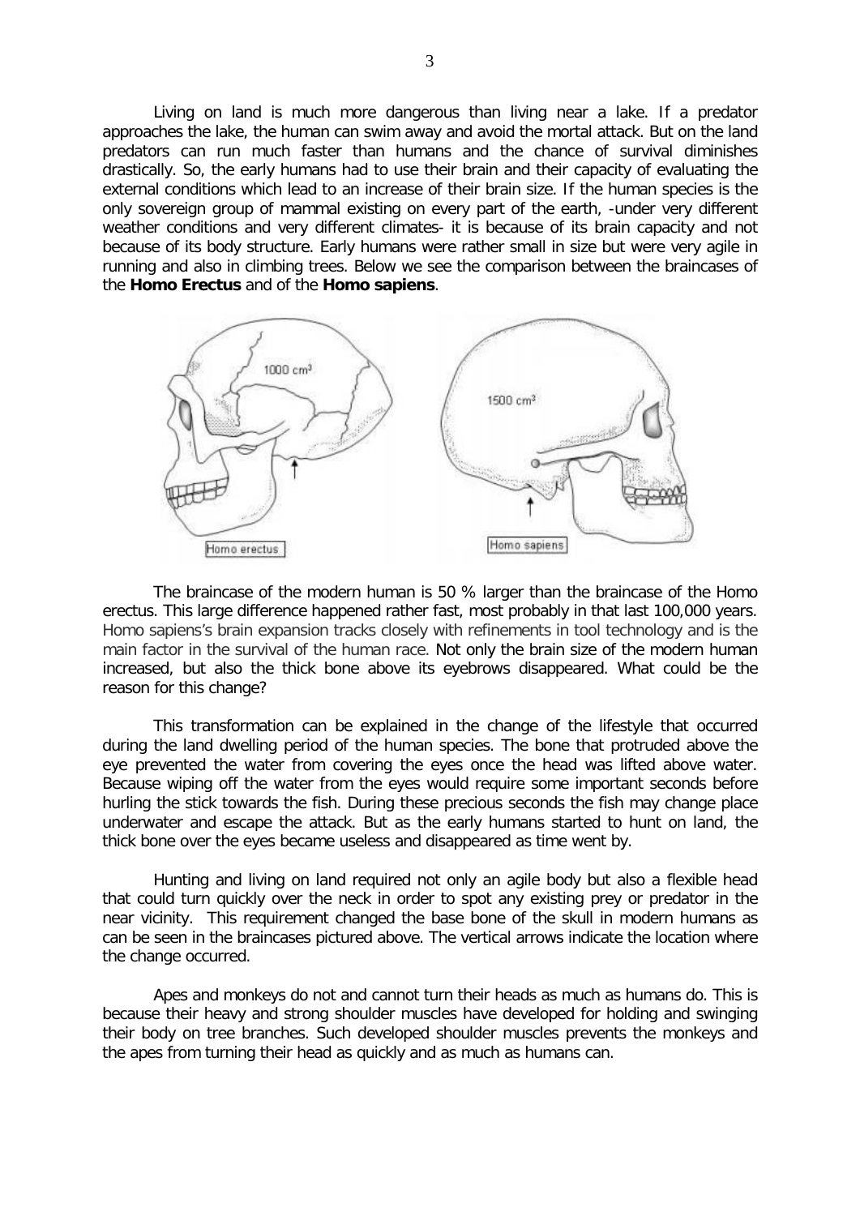Living on land is much more dangerous than living near a lake. If a predator approaches the lake, the human can swim away and avoid the mortal attack. But on the land predators can run much faster than humans and the chance of survival diminishes drastically. So, the early humans had to use their brain and their capacity of evaluating the external conditions which lead to an increase of their brain size. If the human species is the only sovereign group of mammal existing on every part of the earth, -under very different weather conditions and very different climates- it is because of its brain capacity and not because of its body structure. Early humans were rather small in size but were very agile in running and also in climbing trees. Below we see the comparison between the braincases of the **Homo Erectus** and of the **Homo sapiens**.

1000 cm$^3$

Homo erectus

1500 cm$^3$

Homo sapiens

The braincase of the modern human is 50 % larger than the braincase of the Homo erectus. This large difference happened rather fast, most probably in that last 100,000 years. Homo sapiens's brain expansion tracks closely with refinements in tool technology and is the main factor in the survival of the human race. Not only the brain size of the modern human increased, but also the thick bone above its eyebrows disappeared. What could be the reason for this change?

This transformation can be explained in the change of the lifestyle that occurred during the land dwelling period of the human species. The bone that protruded above the eye prevented the water from covering the eyes once the head was lifted above water. Because wiping off the water from the eyes would require some important seconds before hurling the stick towards the fish. During these precious seconds the fish may change place underwater and escape the attack. But as the early humans started to hunt on land, the thick bone over the eyes became useless and disappeared as time went by.

Hunting and living on land required not only an agile body but also a flexible head that could turn quickly over the neck in order to spot any existing prey or predator in the near vicinity. This requirement changed the base bone of the skull in modern humans as can be seen in the braincases pictured above. The vertical arrows indicate the location where the change occurred.

Apes and monkeys do not and cannot turn their heads as much as humans do. This is because their heavy and strong shoulder muscles have developed for holding and swinging their body on tree branches. Such developed shoulder muscles prevents the monkeys and the apes from turning their head as quickly and as much as humans can.